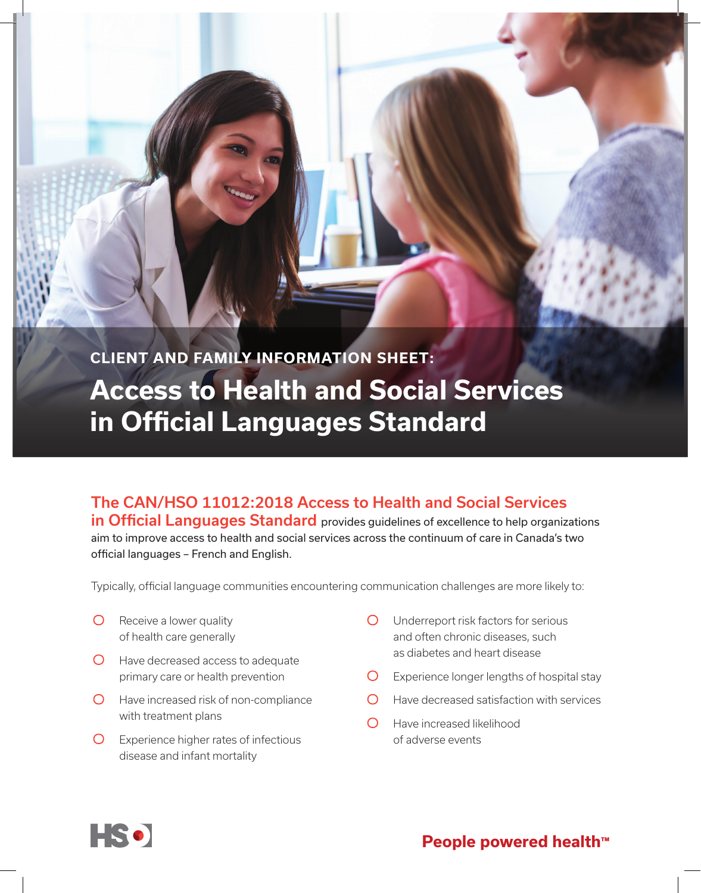CLIENT AND FAMILY INFORMATION SHEET:

# Access to Health and Social Services in Official Languages Standard

**The CAN/HSO 11012:2018 Access to Health and Social Services in Official Languages Standard** provides guidelines of excellence to help organizations aim to improve access to health and social services across the continuum of care in Canada's two official languages – French and English.

Typically, official language communities encountering communication challenges are more likely to:

- Receive a lower quality of health care generally
- Have decreased access to adequate primary care or health prevention
- Have increased risk of non-compliance with treatment plans
- Experience higher rates of infectious disease and infant mortality
- Underreport risk factors for serious and often chronic diseases, such as diabetes and heart disease
- Experience longer lengths of hospital stay
- Have decreased satisfaction with services
- Have increased likelihood of adverse events

HSO

People powered health™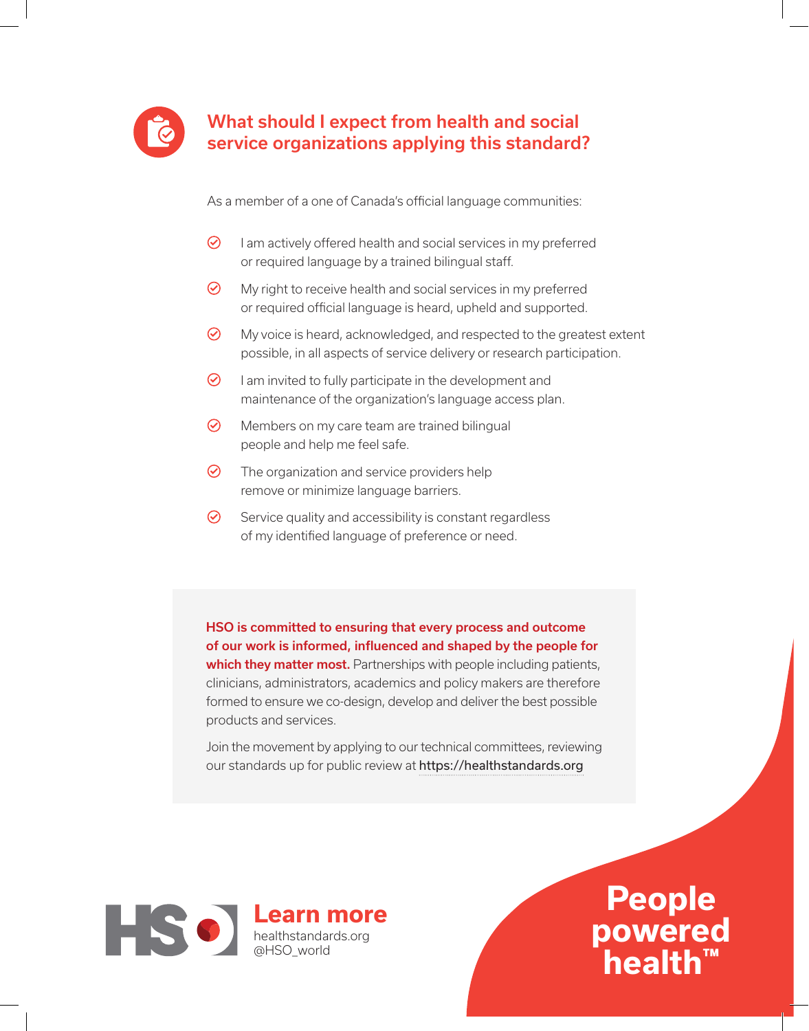## What should I expect from health and social service organizations applying this standard?

As a member of a one of Canada's official language communities:

- I am actively offered health and social services in my preferred or required language by a trained bilingual staff.
- My right to receive health and social services in my preferred or required official language is heard, upheld and supported.
- My voice is heard, acknowledged, and respected to the greatest extent possible, in all aspects of service delivery or research participation.
- I am invited to fully participate in the development and maintenance of the organization's language access plan.
- Members on my care team are trained bilingual people and help me feel safe.
- The organization and service providers help remove or minimize language barriers.
- Service quality and accessibility is constant regardless of my identified language of preference or need.

**HSO is committed to ensuring that every process and outcome of our work is informed, influenced and shaped by the people for which they matter most.** Partnerships with people including patients, clinicians, administrators, academics and policy makers are therefore formed to ensure we co-design, develop and deliver the best possible products and services.

Join the movement by applying to our technical committees, reviewing our standards up for public review at https://healthstandards.org

HSO

**Learn more**
healthstandards.org
@HSO_world

**People powered health™**